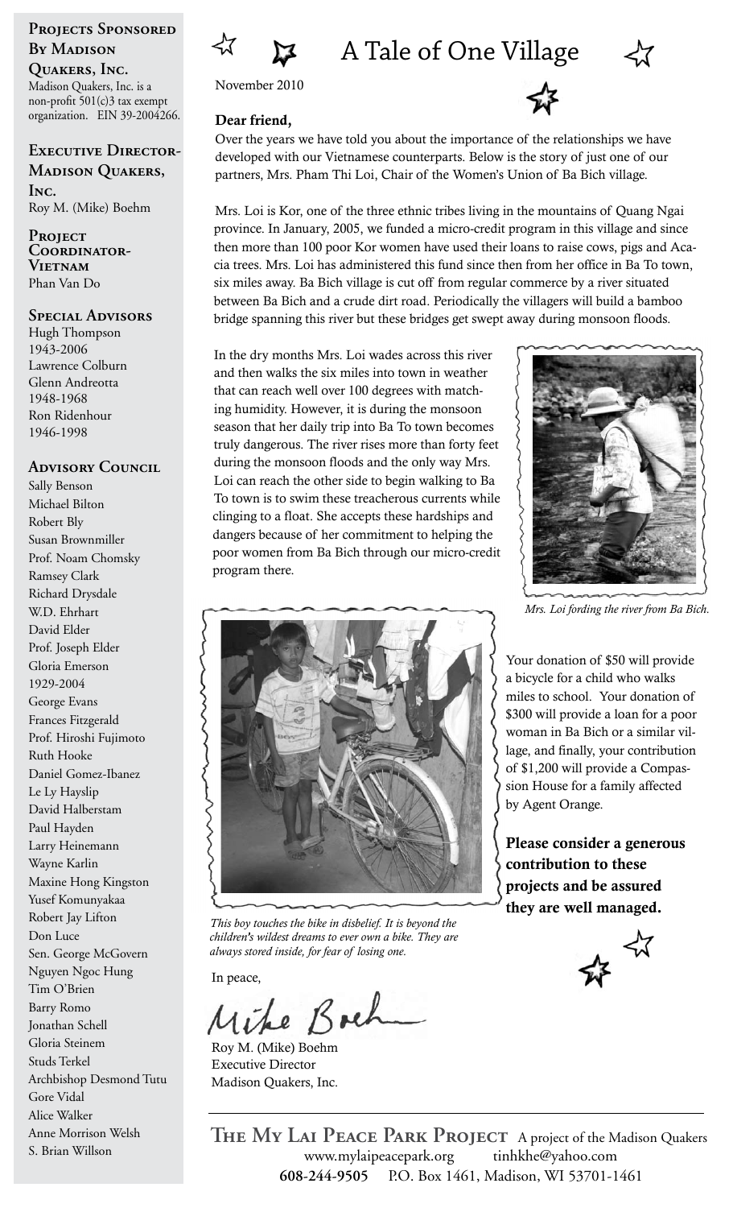# A Tale of One Village

November 2010

**Dear friend,**

Over the years we have told you about the importance of the relationships we have developed with our Vietnamese counterparts. Below is the story of just one of our partners, Mrs. Pham Thi Loi, Chair of the Women's Union of Ba Bich village.

Mrs. Loi is Kor, one of the three ethnic tribes living in the mountains of Quang Ngai province. In January, 2005, we funded a micro-credit program in this village and since then more than 100 poor Kor women have used their loans to raise cows, pigs and Acacia trees. Mrs. Loi has administered this fund since then from her office in Ba To town, six miles away. Ba Bich village is cut off from regular commerce by a river situated between Ba Bich and a crude dirt road. Periodically the villagers will build a bamboo bridge spanning this river but these bridges get swept away during monsoon floods.

In the dry months Mrs. Loi wades across this river and then walks the six miles into town in weather that can reach well over 100 degrees with matching humidity. However, it is during the monsoon season that her daily trip into Ba To town becomes truly dangerous. The river rises more than forty feet during the monsoon floods and the only way Mrs. Loi can reach the other side to begin walking to Ba To town is to swim these treacherous currents while clinging to a float. She accepts these hardships and dangers because of her commitment to helping the poor women from Ba Bich through our micro-credit program there.

*Mrs. Loi fording the river from Ba Bich.*

*This boy touches the bike in disbelief. It is beyond the children's wildest dreams to ever own a bike. They are always stored inside, for fear of losing one.*

Your donation of $50 will provide a bicycle for a child who walks miles to school. Your donation of $300 will provide a loan for a poor woman in Ba Bich or a similar village, and finally, your contribution of $1,200 will provide a Compassion House for a family affected by Agent Orange.

**Please consider a generous contribution to these projects and be assured they are well managed.**

In peace,

Mike Boehm

Roy M. (Mike) Boehm
Executive Director
Madison Quakers, Inc.

---

**Projects Sponsored By Madison Quakers, Inc.**
Madison Quakers, Inc. is a non-profit 501(c)3 tax exempt organization. EIN 39-2004266.

**Executive Director-Madison Quakers, Inc.**
Roy M. (Mike) Boehm

**Project Coordinator-Vietnam**
Phan Van Do

**Special Advisors**
Hugh Thompson 1943-2006
Lawrence Colburn
Glenn Andreotta 1948-1968
Ron Ridenhour 1946-1998

**Advisory Council**
Sally Benson
Michael Bilton
Robert Bly
Susan Brownmiller
Prof. Noam Chomsky
Ramsey Clark
Richard Drysdale
W.D. Ehrhart
David Elder
Prof. Joseph Elder
Gloria Emerson 1929-2004
George Evans
Frances Fitzgerald
Prof. Hiroshi Fujimoto
Ruth Hooke
Daniel Gomez-Ibanez
Le Ly Hayslip
David Halberstam
Paul Hayden
Larry Heinemann
Wayne Karlin
Maxine Hong Kingston
Yusef Komunyakaa
Robert Jay Lifton
Don Luce
Sen. George McGovern
Nguyen Ngoc Hung
Tim O'Brien
Barry Romo
Jonathan Schell
Gloria Steinem
Studs Terkel
Archbishop Desmond Tutu
Gore Vidal
Alice Walker
Anne Morrison Welsh
S. Brian Willson

---

**The My Lai Peace Park Project** A project of the Madison Quakers
www.mylaipeacepark.org tinhkhe@yahoo.com
**608-244-9505** P.O. Box 1461, Madison, WI 53701-1461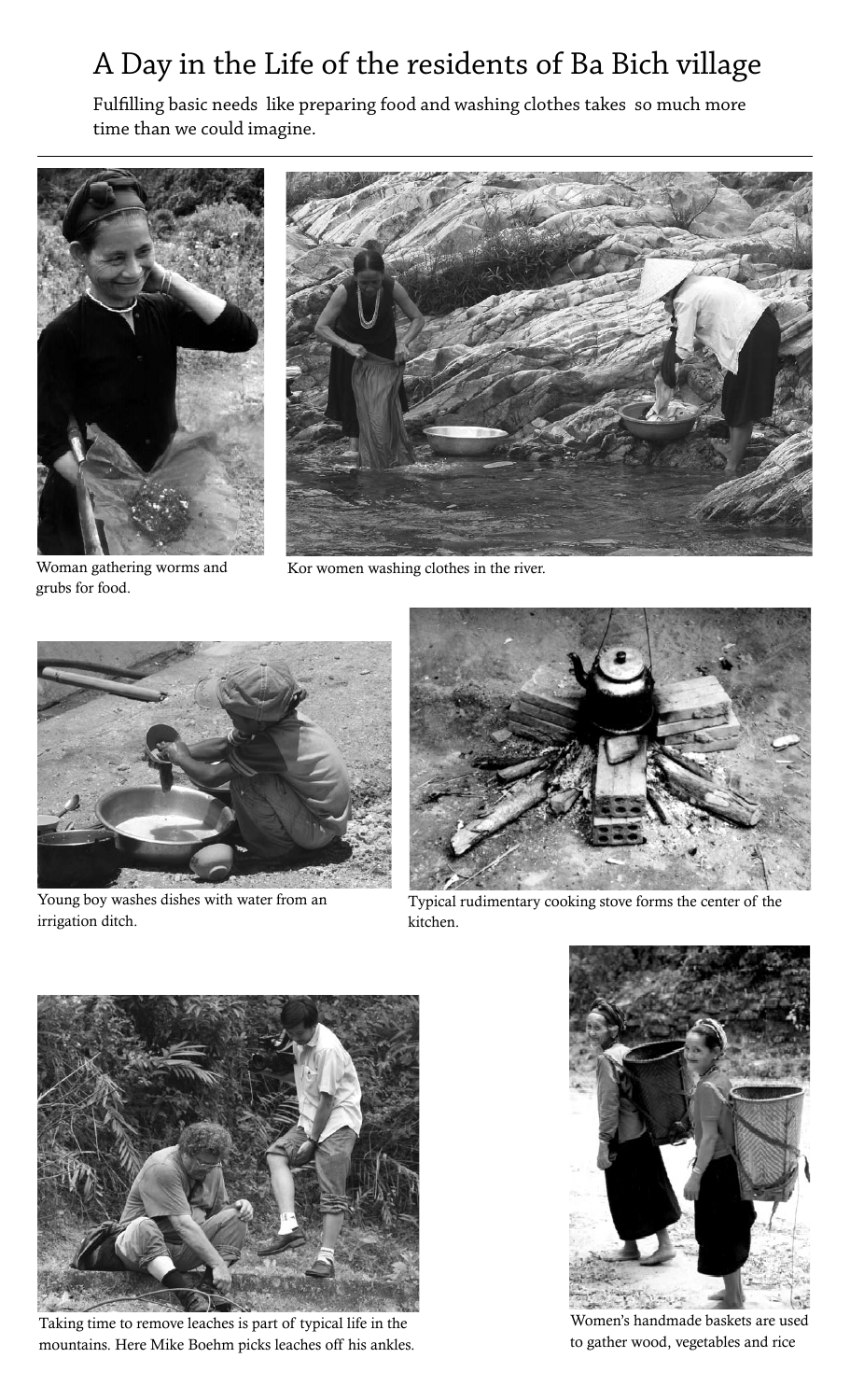# A Day in the Life of the residents of Ba Bich village

Fulfilling basic needs like preparing food and washing clothes takes so much more time than we could imagine.

Woman gathering worms and grubs for food.

Kor women washing clothes in the river.

Young boy washes dishes with water from an irrigation ditch.

Typical rudimentary cooking stove forms the center of the kitchen.

Taking time to remove leaches is part of typical life in the mountains. Here Mike Boehm picks leaches off his ankles.

Women's handmade baskets are used to gather wood, vegetables and rice